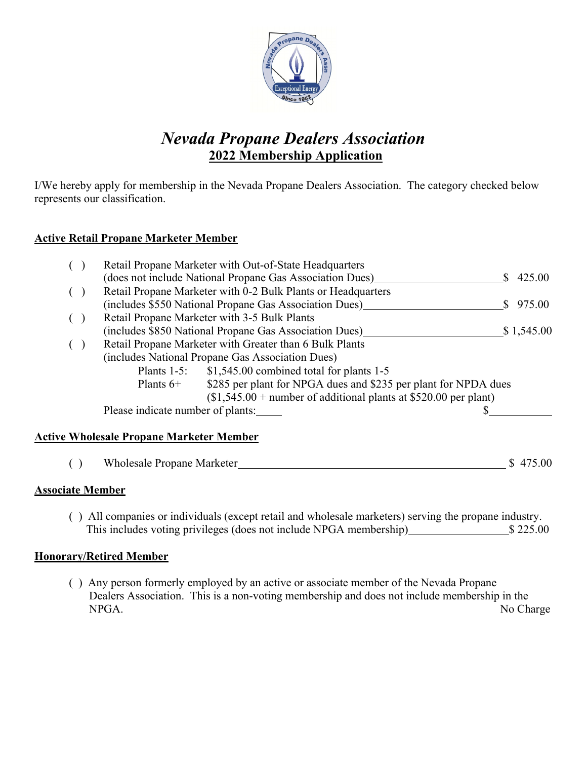# *Nevada Propane Dealers Association*

## 2022 Membership Application

I/We hereby apply for membership in the Nevada Propane Dealers Association. The category checked below represents our classification.

**Active Retail Propane Marketer Member**

( ) Retail Propane Marketer with Out-of-State Headquarters
(does not include National Propane Gas Association Dues)______________________ $ 425.00

( ) Retail Propane Marketer with 0-2 Bulk Plants or Headquarters
(includes $550 National Propane Gas Association Dues)________________________ $ 975.00

( ) Retail Propane Marketer with 3-5 Bulk Plants
(includes $850 National Propane Gas Association Dues)________________________ $ 1,545.00

( ) Retail Propane Marketer with Greater than 6 Bulk Plants
(includes National Propane Gas Association Dues)

Plants 1-5: $1,545.00 combined total for plants 1-5

Plants 6+ $285 per plant for NPGA dues and $235 per plant for NPDA dues
($1,545.00 + number of additional plants at $520.00 per plant)

Please indicate number of plants:_____ $__________

**Active Wholesale Propane Marketer Member**

( ) Wholesale Propane Marketer_______________________________________________ $ 475.00

**Associate Member**

( ) All companies or individuals (except retail and wholesale marketers) serving the propane industry. This includes voting privileges (does not include NPGA membership)_________________ $ 225.00

**Honorary/Retired Member**

( ) Any person formerly employed by an active or associate member of the Nevada Propane Dealers Association. This is a non-voting membership and does not include membership in the NPGA. No Charge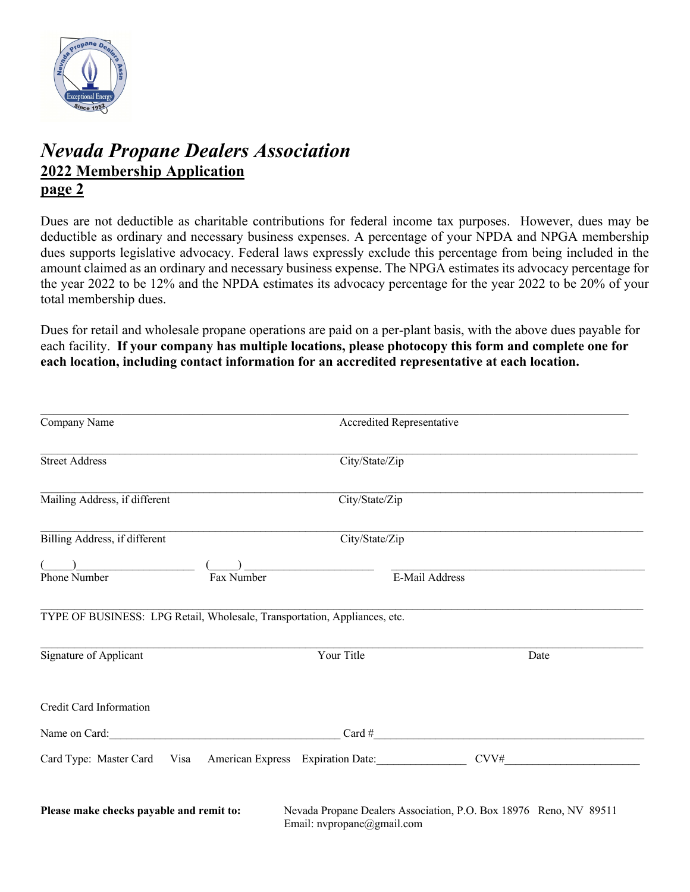# *Nevada Propane Dealers Association*

**2022 Membership Application**

**page 2**

Dues are not deductible as charitable contributions for federal income tax purposes. However, dues may be deductible as ordinary and necessary business expenses. A percentage of your NPDA and NPGA membership dues supports legislative advocacy. Federal laws expressly exclude this percentage from being included in the amount claimed as an ordinary and necessary business expense. The NPGA estimates its advocacy percentage for the year 2022 to be 12% and the NPDA estimates its advocacy percentage for the year 2022 to be 20% of your total membership dues.

Dues for retail and wholesale propane operations are paid on a per-plant basis, with the above dues payable for each facility. **If your company has multiple locations, please photocopy this form and complete one for each location, including contact information for an accredited representative at each location.**

______________________________________________________________________________

Company Name Accredited Representative

______________________________________________________________________________

Street Address City/State/Zip

______________________________________________________________________________

Mailing Address, if different City/State/Zip

______________________________________________________________________________

Billing Address, if different City/State/Zip

(_____)____________________ (_____) ____________________ ________________________________

Phone Number Fax Number E-Mail Address

______________________________________________________________________________

TYPE OF BUSINESS: LPG Retail, Wholesale, Transportation, Appliances, etc.

______________________________________________________________________________

Signature of Applicant Your Title Date

Credit Card Information

Name on Card:________________________________________ Card #_______________________________________________

Card Type: Master Card Visa American Express Expiration Date:_______________ CVV#_______________________

**Please make checks payable and remit to:** Nevada Propane Dealers Association, P.O. Box 18976 Reno, NV 89511
Email: nvpropane@gmail.com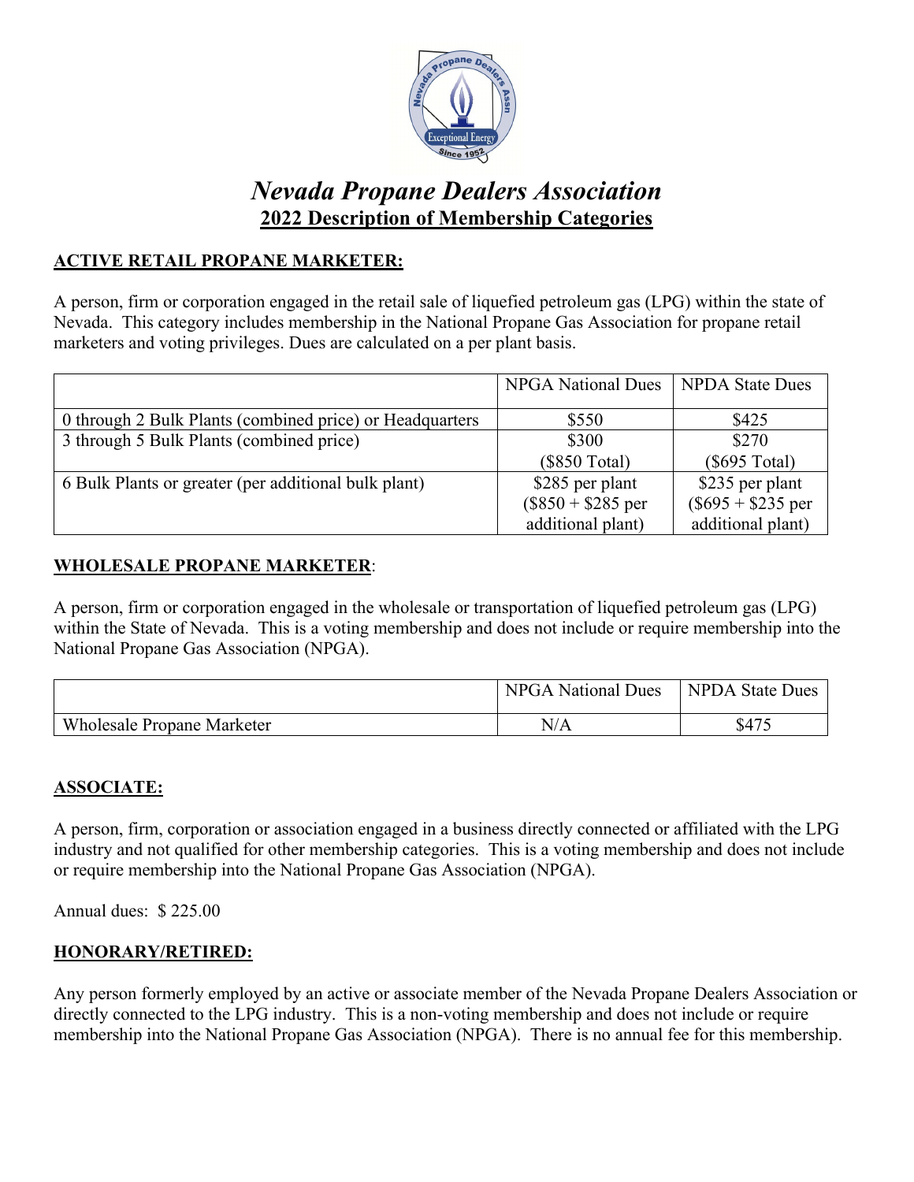# *Nevada Propane Dealers Association*

## 2022 Description of Membership Categories

### ACTIVE RETAIL PROPANE MARKETER:

A person, firm or corporation engaged in the retail sale of liquefied petroleum gas (LPG) within the state of Nevada. This category includes membership in the National Propane Gas Association for propane retail marketers and voting privileges. Dues are calculated on a per plant basis.

| | NPGA National Dues | NPDA State Dues |
|---|---|---|
| 0 through 2 Bulk Plants (combined price) or Headquarters | $550 | $425 |
| 3 through 5 Bulk Plants (combined price) | $300 ($850 Total) | $270 ($695 Total) |
| 6 Bulk Plants or greater (per additional bulk plant) | $285 per plant ($850 + $285 per additional plant) | $235 per plant ($695 + $235 per additional plant) |

### WHOLESALE PROPANE MARKETER:

A person, firm or corporation engaged in the wholesale or transportation of liquefied petroleum gas (LPG) within the State of Nevada. This is a voting membership and does not include or require membership into the National Propane Gas Association (NPGA).

| | NPGA National Dues | NPDA State Dues |
|---|---|---|
| Wholesale Propane Marketer | N/A | $475 |

### ASSOCIATE:

A person, firm, corporation or association engaged in a business directly connected or affiliated with the LPG industry and not qualified for other membership categories. This is a voting membership and does not include or require membership into the National Propane Gas Association (NPGA).

Annual dues: $ 225.00

### HONORARY/RETIRED:

Any person formerly employed by an active or associate member of the Nevada Propane Dealers Association or directly connected to the LPG industry. This is a non-voting membership and does not include or require membership into the National Propane Gas Association (NPGA). There is no annual fee for this membership.